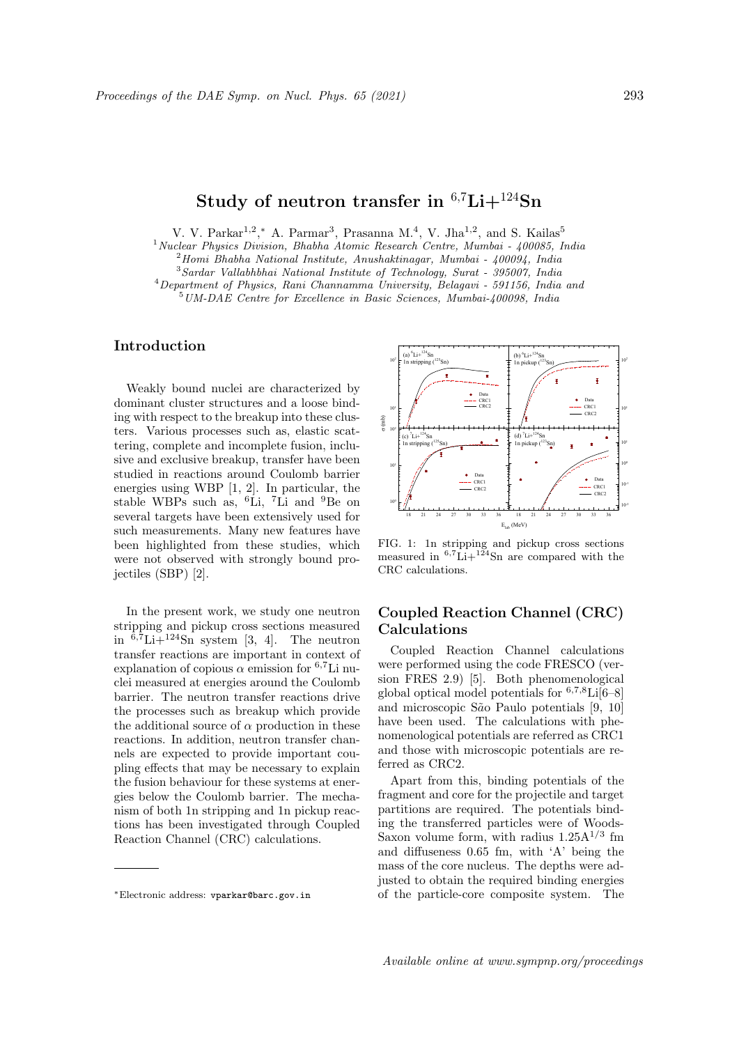# Study of neutron transfer in $^{6,7}$Li+$^{124}$Sn

V. V. Parkar[1,2,*], A. Parmar[3], Prasanna M.[4], V. Jha[1,2], and S. Kailas[5]

[1] *Nuclear Physics Division, Bhabha Atomic Research Centre, Mumbai - 400085, India*
[2] *Homi Bhabha National Institute, Anushaktinagar, Mumbai - 400094, India*
[3] *Sardar Vallabhbhai National Institute of Technology, Surat - 395007, India*
[4] *Department of Physics, Rani Channamma University, Belagavi - 591156, India and*
[5] *UM-DAE Centre for Excellence in Basic Sciences, Mumbai-400098, India*

## Introduction

Weakly bound nuclei are characterized by dominant cluster structures and a loose binding with respect to the breakup into these clusters. Various processes such as, elastic scattering, complete and incomplete fusion, inclusive and exclusive breakup, transfer have been studied in reactions around Coulomb barrier energies using WBP [1, 2]. In particular, the stable WBPs such as, $^{6}$Li, $^{7}$Li and $^{9}$Be on several targets have been extensively used for such measurements. Many new features have been highlighted from these studies, which were not observed with strongly bound projectiles (SBP) [2].

In the present work, we study one neutron stripping and pickup cross sections measured in $^{6,7}$Li+$^{124}$Sn system [3, 4]. The neutron transfer reactions are important in context of explanation of copious $\alpha$ emission for $^{6,7}$Li nuclei measured at energies around the Coulomb barrier. The neutron transfer reactions drive the processes such as breakup which provide the additional source of $\alpha$ production in these reactions. In addition, neutron transfer channels are expected to provide important coupling effects that may be necessary to explain the fusion behaviour for these systems at energies below the Coulomb barrier. The mechanism of both 1n stripping and 1n pickup reactions has been investigated through Coupled Reaction Channel (CRC) calculations.

FIG. 1: 1n stripping and pickup cross sections measured in $^{6,7}$Li+$^{124}$Sn are compared with the CRC calculations.

## Coupled Reaction Channel (CRC) Calculations

Coupled Reaction Channel calculations were performed using the code FRESCO (version FRES 2.9) [5]. Both phenomenological global optical model potentials for $^{6,7,8}$Li[6–8] and microscopic São Paulo potentials [9, 10] have been used. The calculations with phenomenological potentials are referred as CRC1 and those with microscopic potentials are referred as CRC2.

Apart from this, binding potentials of the fragment and core for the projectile and target partitions are required. The potentials binding the transferred particles were of Woods-Saxon volume form, with radius $1.25A^{1/3}$ fm and diffuseness 0.65 fm, with 'A' being the mass of the core nucleus. The depths were adjusted to obtain the required binding energies of the particle-core composite system. The

*Electronic address: vparkar@barc.gov.in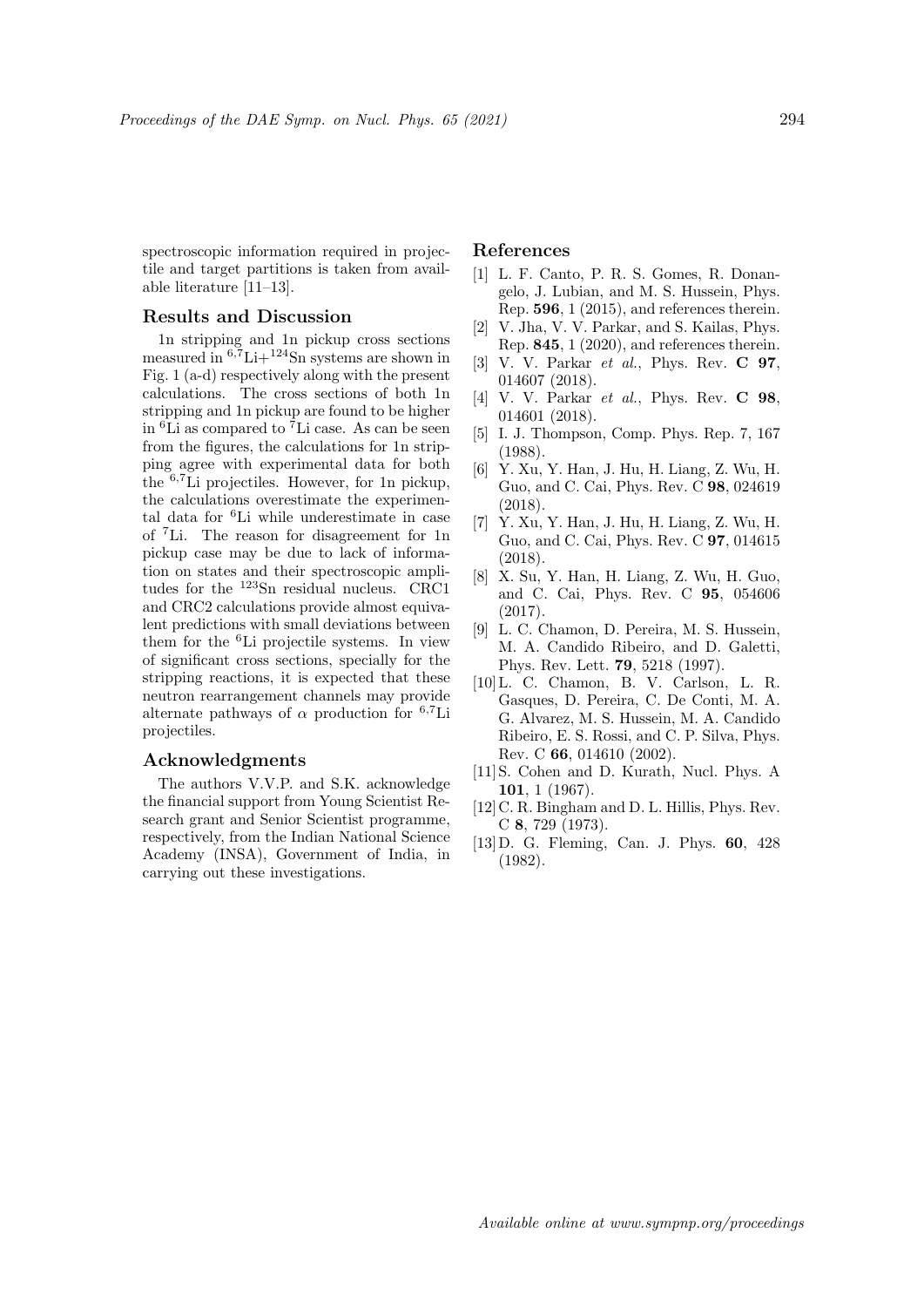spectroscopic information required in projectile and target partitions is taken from available literature [11–13].

## Results and Discussion

1n stripping and 1n pickup cross sections measured in $^{6,7}$Li+$^{124}$Sn systems are shown in Fig. 1 (a-d) respectively along with the present calculations. The cross sections of both 1n stripping and 1n pickup are found to be higher in $^{6}$Li as compared to $^{7}$Li case. As can be seen from the figures, the calculations for 1n stripping agree with experimental data for both the $^{6,7}$Li projectiles. However, for 1n pickup, the calculations overestimate the experimental data for $^{6}$Li while underestimate in case of $^{7}$Li. The reason for disagreement for 1n pickup case may be due to lack of information on states and their spectroscopic amplitudes for the $^{123}$Sn residual nucleus. CRC1 and CRC2 calculations provide almost equivalent predictions with small deviations between them for the $^{6}$Li projectile systems. In view of significant cross sections, specially for the stripping reactions, it is expected that these neutron rearrangement channels may provide alternate pathways of $\alpha$ production for $^{6,7}$Li projectiles.

## Acknowledgments

The authors V.V.P. and S.K. acknowledge the financial support from Young Scientist Research grant and Senior Scientist programme, respectively, from the Indian National Science Academy (INSA), Government of India, in carrying out these investigations.

## References

[1] L. F. Canto, P. R. S. Gomes, R. Donangelo, J. Lubian, and M. S. Hussein, Phys. Rep. **596**, 1 (2015), and references therein.

[2] V. Jha, V. V. Parkar, and S. Kailas, Phys. Rep. **845**, 1 (2020), and references therein.

[3] V. V. Parkar *et al.*, Phys. Rev. **C 97**, 014607 (2018).

[4] V. V. Parkar *et al.*, Phys. Rev. **C 98**, 014601 (2018).

[5] I. J. Thompson, Comp. Phys. Rep. 7, 167 (1988).

[6] Y. Xu, Y. Han, J. Hu, H. Liang, Z. Wu, H. Guo, and C. Cai, Phys. Rev. C **98**, 024619 (2018).

[7] Y. Xu, Y. Han, J. Hu, H. Liang, Z. Wu, H. Guo, and C. Cai, Phys. Rev. C **97**, 014615 (2018).

[8] X. Su, Y. Han, H. Liang, Z. Wu, H. Guo, and C. Cai, Phys. Rev. C **95**, 054606 (2017).

[9] L. C. Chamon, D. Pereira, M. S. Hussein, M. A. Candido Ribeiro, and D. Galetti, Phys. Rev. Lett. **79**, 5218 (1997).

[10] L. C. Chamon, B. V. Carlson, L. R. Gasques, D. Pereira, C. De Conti, M. A. G. Alvarez, M. S. Hussein, M. A. Candido Ribeiro, E. S. Rossi, and C. P. Silva, Phys. Rev. C **66**, 014610 (2002).

[11] S. Cohen and D. Kurath, Nucl. Phys. A **101**, 1 (1967).

[12] C. R. Bingham and D. L. Hillis, Phys. Rev. C **8**, 729 (1973).

[13] D. G. Fleming, Can. J. Phys. **60**, 428 (1982).